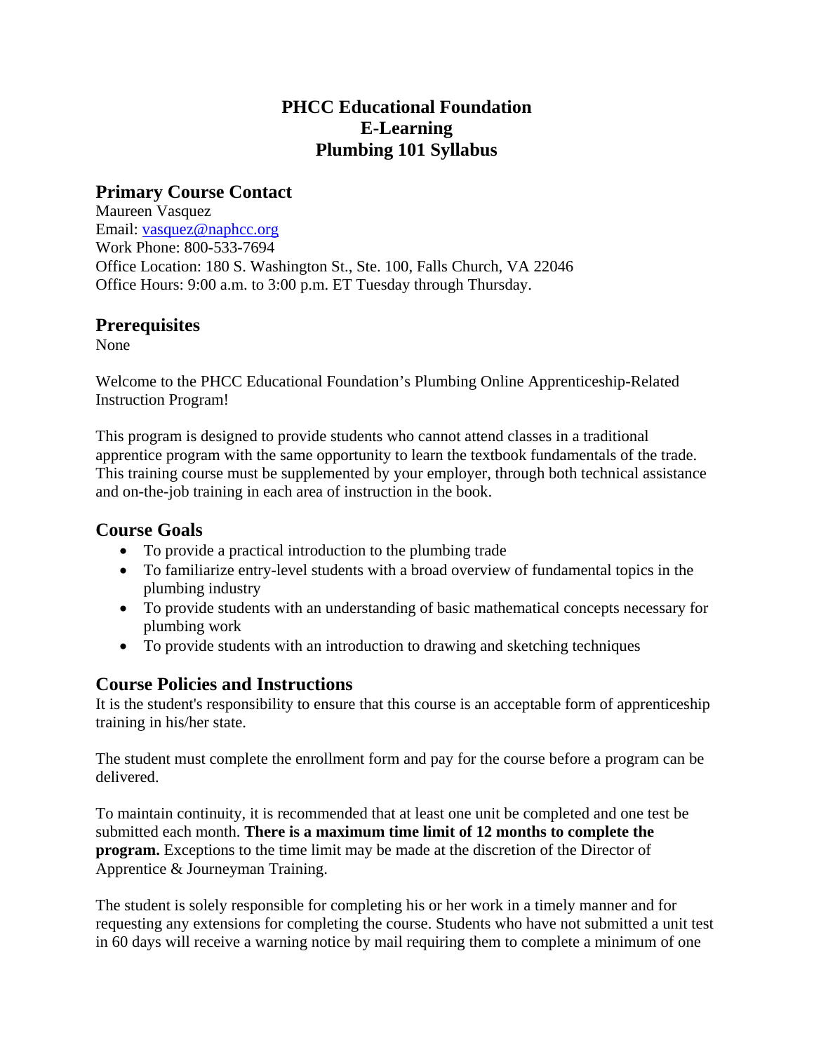# PHCC Educational Foundation
# E-Learning
# Plumbing 101 Syllabus

## Primary Course Contact

Maureen Vasquez
Email: [vasquez@naphcc.org](mailto:vasquez@naphcc.org)
Work Phone: 800-533-7694
Office Location: 180 S. Washington St., Ste. 100, Falls Church, VA 22046
Office Hours: 9:00 a.m. to 3:00 p.m. ET Tuesday through Thursday.

## Prerequisites

None

Welcome to the PHCC Educational Foundation's Plumbing Online Apprenticeship-Related Instruction Program!

This program is designed to provide students who cannot attend classes in a traditional apprentice program with the same opportunity to learn the textbook fundamentals of the trade. This training course must be supplemented by your employer, through both technical assistance and on-the-job training in each area of instruction in the book.

## Course Goals

- To provide a practical introduction to the plumbing trade
- To familiarize entry-level students with a broad overview of fundamental topics in the plumbing industry
- To provide students with an understanding of basic mathematical concepts necessary for plumbing work
- To provide students with an introduction to drawing and sketching techniques

## Course Policies and Instructions

It is the student's responsibility to ensure that this course is an acceptable form of apprenticeship training in his/her state.

The student must complete the enrollment form and pay for the course before a program can be delivered.

To maintain continuity, it is recommended that at least one unit be completed and one test be submitted each month. **There is a maximum time limit of 12 months to complete the program.** Exceptions to the time limit may be made at the discretion of the Director of Apprentice & Journeyman Training.

The student is solely responsible for completing his or her work in a timely manner and for requesting any extensions for completing the course. Students who have not submitted a unit test in 60 days will receive a warning notice by mail requiring them to complete a minimum of one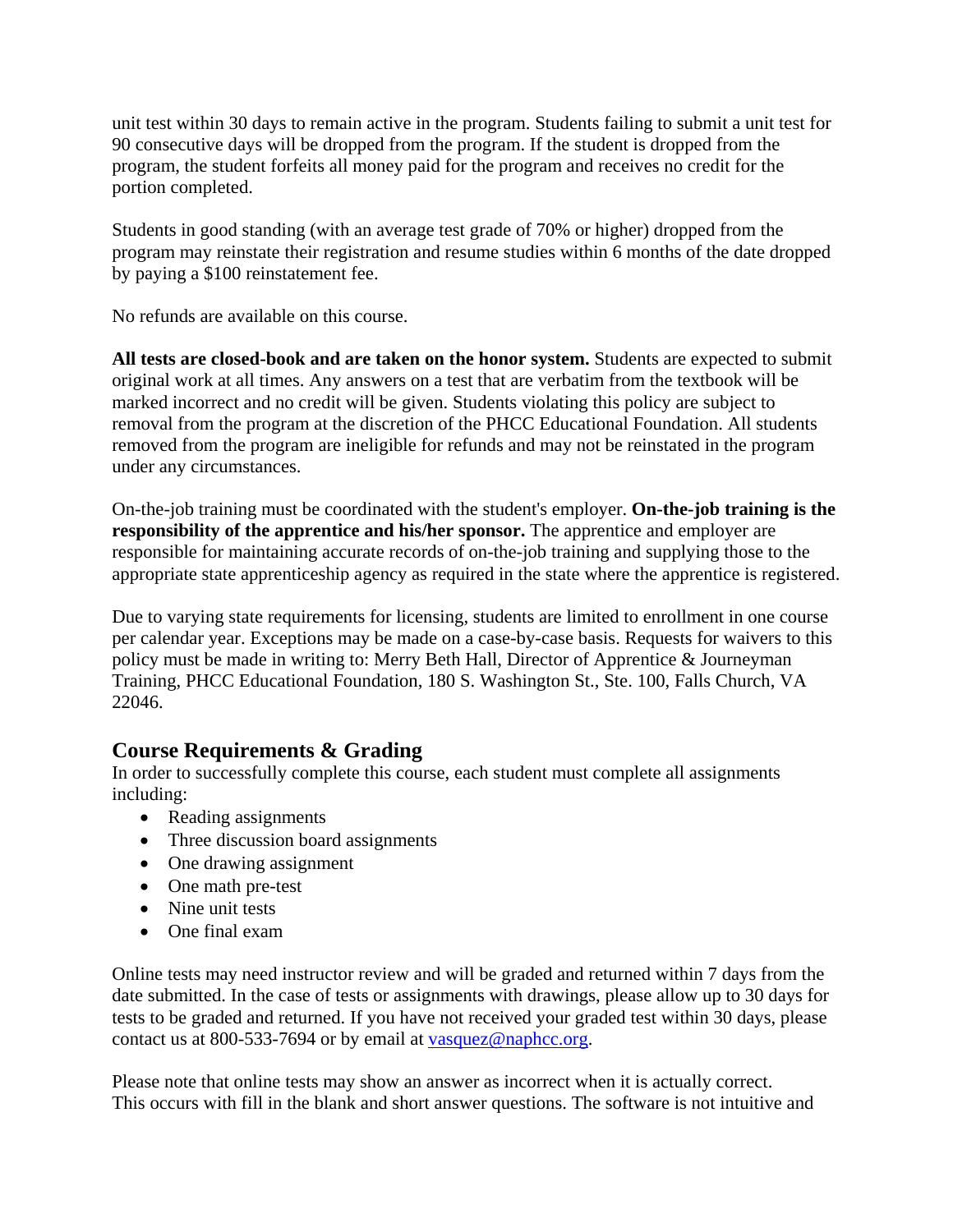unit test within 30 days to remain active in the program. Students failing to submit a unit test for 90 consecutive days will be dropped from the program. If the student is dropped from the program, the student forfeits all money paid for the program and receives no credit for the portion completed.

Students in good standing (with an average test grade of 70% or higher) dropped from the program may reinstate their registration and resume studies within 6 months of the date dropped by paying a $100 reinstatement fee.

No refunds are available on this course.

**All tests are closed-book and are taken on the honor system.** Students are expected to submit original work at all times. Any answers on a test that are verbatim from the textbook will be marked incorrect and no credit will be given. Students violating this policy are subject to removal from the program at the discretion of the PHCC Educational Foundation. All students removed from the program are ineligible for refunds and may not be reinstated in the program under any circumstances.

On-the-job training must be coordinated with the student's employer. **On-the-job training is the responsibility of the apprentice and his/her sponsor.** The apprentice and employer are responsible for maintaining accurate records of on-the-job training and supplying those to the appropriate state apprenticeship agency as required in the state where the apprentice is registered.

Due to varying state requirements for licensing, students are limited to enrollment in one course per calendar year. Exceptions may be made on a case-by-case basis. Requests for waivers to this policy must be made in writing to: Merry Beth Hall, Director of Apprentice & Journeyman Training, PHCC Educational Foundation, 180 S. Washington St., Ste. 100, Falls Church, VA 22046.

## Course Requirements & Grading

In order to successfully complete this course, each student must complete all assignments including:

- Reading assignments
- Three discussion board assignments
- One drawing assignment
- One math pre-test
- Nine unit tests
- One final exam

Online tests may need instructor review and will be graded and returned within 7 days from the date submitted. In the case of tests or assignments with drawings, please allow up to 30 days for tests to be graded and returned. If you have not received your graded test within 30 days, please contact us at 800-533-7694 or by email at [vasquez@naphcc.org](mailto:vasquez@naphcc.org).

Please note that online tests may show an answer as incorrect when it is actually correct. This occurs with fill in the blank and short answer questions. The software is not intuitive and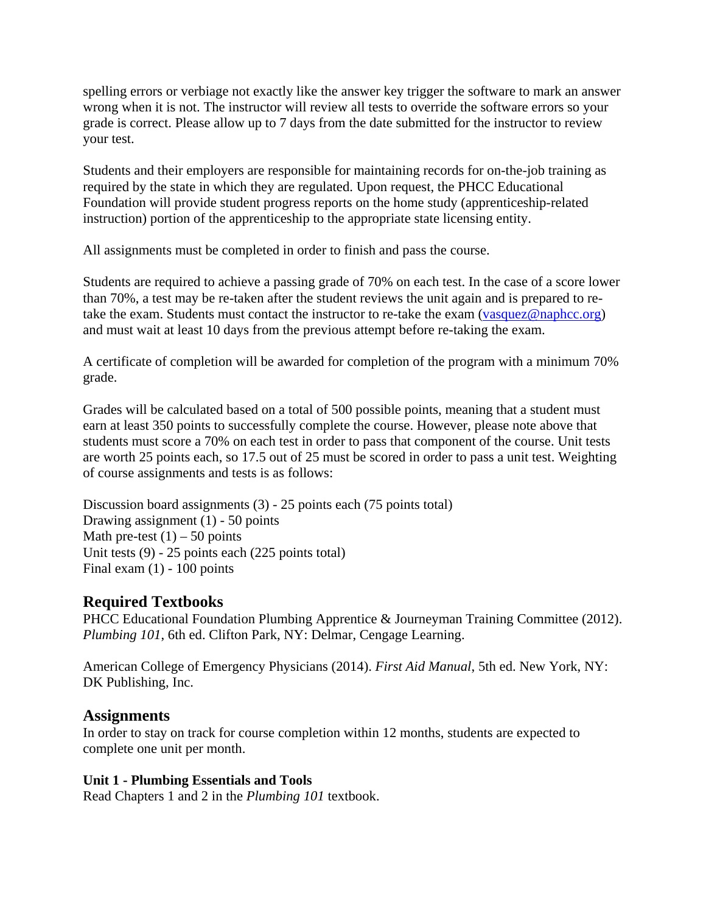spelling errors or verbiage not exactly like the answer key trigger the software to mark an answer wrong when it is not. The instructor will review all tests to override the software errors so your grade is correct. Please allow up to 7 days from the date submitted for the instructor to review your test.

Students and their employers are responsible for maintaining records for on-the-job training as required by the state in which they are regulated. Upon request, the PHCC Educational Foundation will provide student progress reports on the home study (apprenticeship-related instruction) portion of the apprenticeship to the appropriate state licensing entity.

All assignments must be completed in order to finish and pass the course.

Students are required to achieve a passing grade of 70% on each test. In the case of a score lower than 70%, a test may be re-taken after the student reviews the unit again and is prepared to re-take the exam. Students must contact the instructor to re-take the exam ([vasquez@naphcc.org](mailto:vasquez@naphcc.org)) and must wait at least 10 days from the previous attempt before re-taking the exam.

A certificate of completion will be awarded for completion of the program with a minimum 70% grade.

Grades will be calculated based on a total of 500 possible points, meaning that a student must earn at least 350 points to successfully complete the course. However, please note above that students must score a 70% on each test in order to pass that component of the course. Unit tests are worth 25 points each, so 17.5 out of 25 must be scored in order to pass a unit test. Weighting of course assignments and tests is as follows:

Discussion board assignments (3) - 25 points each (75 points total)
Drawing assignment (1) - 50 points
Math pre-test (1) – 50 points
Unit tests (9) - 25 points each (225 points total)
Final exam (1) - 100 points

## Required Textbooks

PHCC Educational Foundation Plumbing Apprentice & Journeyman Training Committee (2012). *Plumbing 101*, 6th ed. Clifton Park, NY: Delmar, Cengage Learning.

American College of Emergency Physicians (2014). *First Aid Manual*, 5th ed. New York, NY: DK Publishing, Inc.

## Assignments

In order to stay on track for course completion within 12 months, students are expected to complete one unit per month.

**Unit 1 - Plumbing Essentials and Tools**
Read Chapters 1 and 2 in the *Plumbing 101* textbook.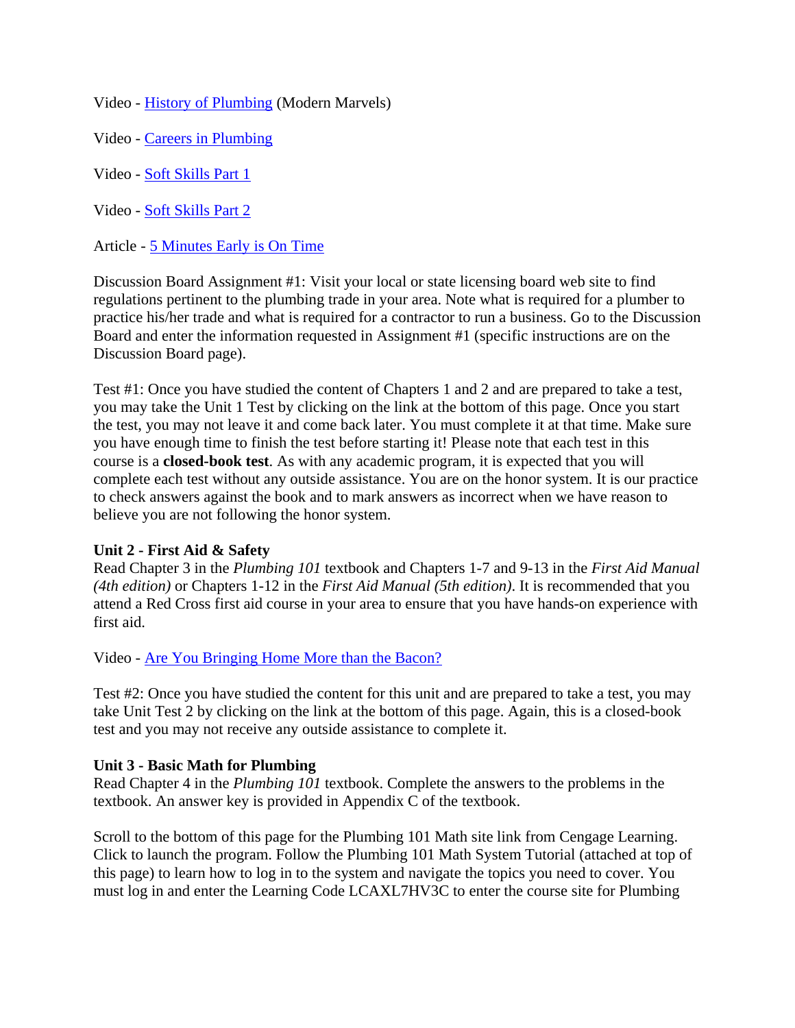Video - History of Plumbing (Modern Marvels)

Video - Careers in Plumbing

Video - Soft Skills Part 1

Video - Soft Skills Part 2

Article - 5 Minutes Early is On Time

Discussion Board Assignment #1: Visit your local or state licensing board web site to find regulations pertinent to the plumbing trade in your area. Note what is required for a plumber to practice his/her trade and what is required for a contractor to run a business. Go to the Discussion Board and enter the information requested in Assignment #1 (specific instructions are on the Discussion Board page).

Test #1: Once you have studied the content of Chapters 1 and 2 and are prepared to take a test, you may take the Unit 1 Test by clicking on the link at the bottom of this page. Once you start the test, you may not leave it and come back later. You must complete it at that time. Make sure you have enough time to finish the test before starting it! Please note that each test in this course is a **closed-book test**. As with any academic program, it is expected that you will complete each test without any outside assistance. You are on the honor system. It is our practice to check answers against the book and to mark answers as incorrect when we have reason to believe you are not following the honor system.

**Unit 2 - First Aid & Safety**

Read Chapter 3 in the *Plumbing 101* textbook and Chapters 1-7 and 9-13 in the *First Aid Manual (4th edition)* or Chapters 1-12 in the *First Aid Manual (5th edition)*. It is recommended that you attend a Red Cross first aid course in your area to ensure that you have hands-on experience with first aid.

Video - Are You Bringing Home More than the Bacon?

Test #2: Once you have studied the content for this unit and are prepared to take a test, you may take Unit Test 2 by clicking on the link at the bottom of this page. Again, this is a closed-book test and you may not receive any outside assistance to complete it.

**Unit 3 - Basic Math for Plumbing**

Read Chapter 4 in the *Plumbing 101* textbook. Complete the answers to the problems in the textbook. An answer key is provided in Appendix C of the textbook.

Scroll to the bottom of this page for the Plumbing 101 Math site link from Cengage Learning. Click to launch the program. Follow the Plumbing 101 Math System Tutorial (attached at top of this page) to learn how to log in to the system and navigate the topics you need to cover. You must log in and enter the Learning Code LCAXL7HV3C to enter the course site for Plumbing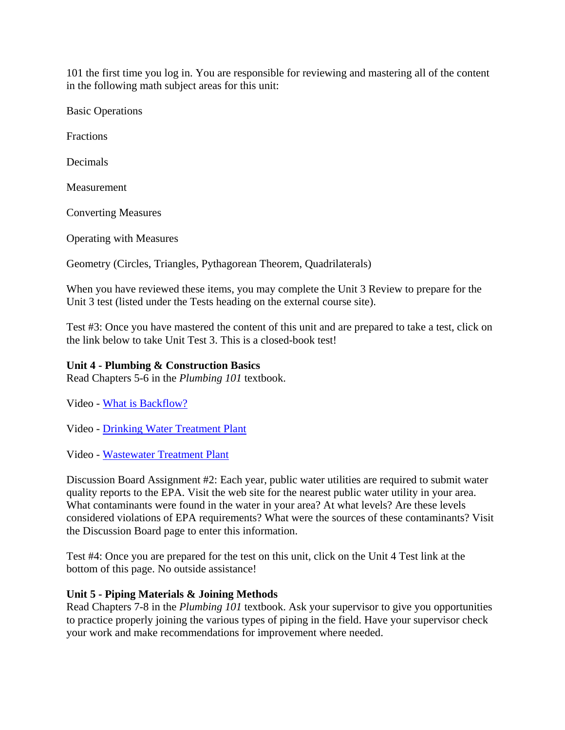101 the first time you log in. You are responsible for reviewing and mastering all of the content in the following math subject areas for this unit:

Basic Operations

Fractions

Decimals

Measurement

Converting Measures

Operating with Measures

Geometry (Circles, Triangles, Pythagorean Theorem, Quadrilaterals)

When you have reviewed these items, you may complete the Unit 3 Review to prepare for the Unit 3 test (listed under the Tests heading on the external course site).

Test #3: Once you have mastered the content of this unit and are prepared to take a test, click on the link below to take Unit Test 3. This is a closed-book test!

**Unit 4 - Plumbing & Construction Basics**
Read Chapters 5-6 in the *Plumbing 101* textbook.

Video - What is Backflow?

Video - Drinking Water Treatment Plant

Video - Wastewater Treatment Plant

Discussion Board Assignment #2: Each year, public water utilities are required to submit water quality reports to the EPA. Visit the web site for the nearest public water utility in your area. What contaminants were found in the water in your area? At what levels? Are these levels considered violations of EPA requirements? What were the sources of these contaminants? Visit the Discussion Board page to enter this information.

Test #4: Once you are prepared for the test on this unit, click on the Unit 4 Test link at the bottom of this page. No outside assistance!

**Unit 5 - Piping Materials & Joining Methods**
Read Chapters 7-8 in the *Plumbing 101* textbook. Ask your supervisor to give you opportunities to practice properly joining the various types of piping in the field. Have your supervisor check your work and make recommendations for improvement where needed.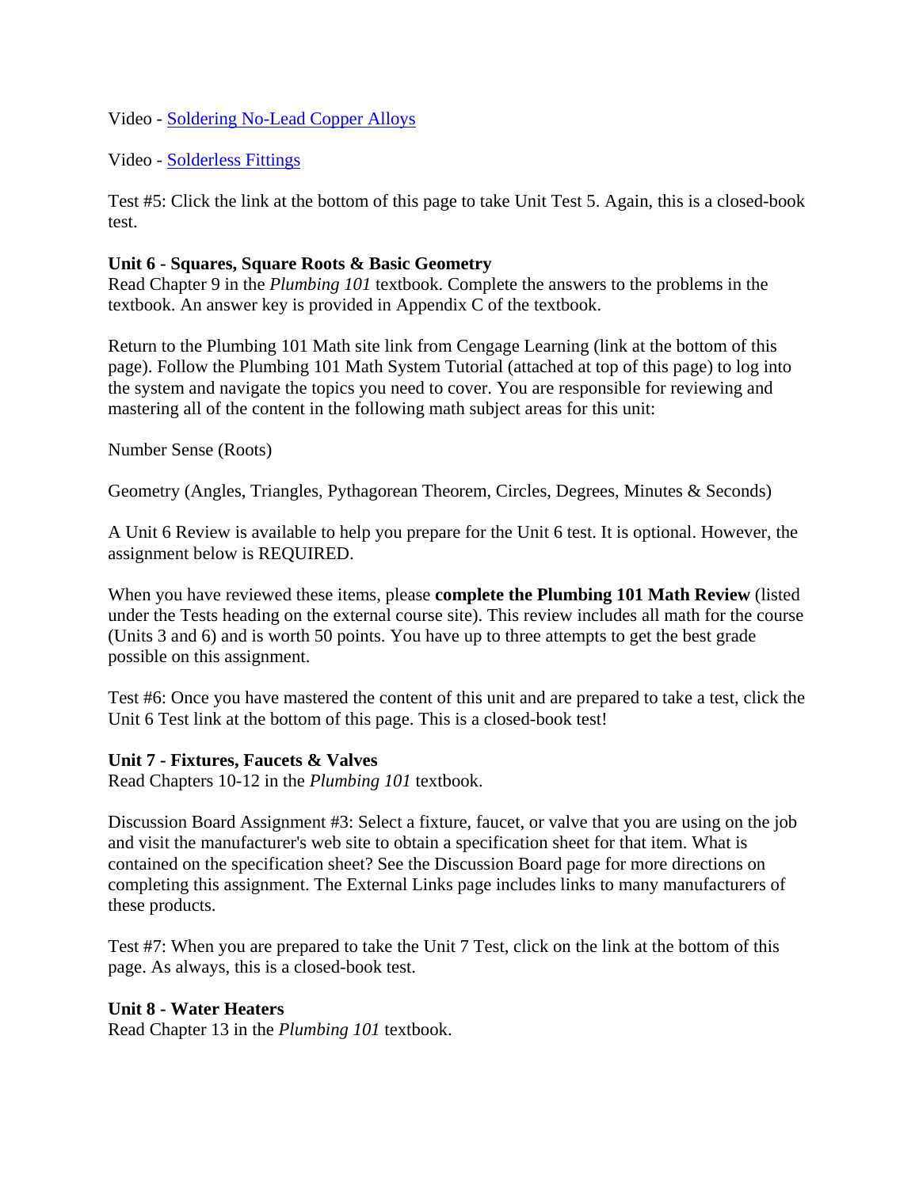Video - Soldering No-Lead Copper Alloys

Video - Solderless Fittings

Test #5: Click the link at the bottom of this page to take Unit Test 5. Again, this is a closed-book test.

**Unit 6 - Squares, Square Roots & Basic Geometry**
Read Chapter 9 in the *Plumbing 101* textbook. Complete the answers to the problems in the textbook. An answer key is provided in Appendix C of the textbook.

Return to the Plumbing 101 Math site link from Cengage Learning (link at the bottom of this page). Follow the Plumbing 101 Math System Tutorial (attached at top of this page) to log into the system and navigate the topics you need to cover. You are responsible for reviewing and mastering all of the content in the following math subject areas for this unit:

Number Sense (Roots)

Geometry (Angles, Triangles, Pythagorean Theorem, Circles, Degrees, Minutes & Seconds)

A Unit 6 Review is available to help you prepare for the Unit 6 test. It is optional. However, the assignment below is REQUIRED.

When you have reviewed these items, please **complete the Plumbing 101 Math Review** (listed under the Tests heading on the external course site). This review includes all math for the course (Units 3 and 6) and is worth 50 points. You have up to three attempts to get the best grade possible on this assignment.

Test #6: Once you have mastered the content of this unit and are prepared to take a test, click the Unit 6 Test link at the bottom of this page. This is a closed-book test!

**Unit 7 - Fixtures, Faucets & Valves**
Read Chapters 10-12 in the *Plumbing 101* textbook.

Discussion Board Assignment #3: Select a fixture, faucet, or valve that you are using on the job and visit the manufacturer's web site to obtain a specification sheet for that item. What is contained on the specification sheet? See the Discussion Board page for more directions on completing this assignment. The External Links page includes links to many manufacturers of these products.

Test #7: When you are prepared to take the Unit 7 Test, click on the link at the bottom of this page. As always, this is a closed-book test.

**Unit 8 - Water Heaters**
Read Chapter 13 in the *Plumbing 101* textbook.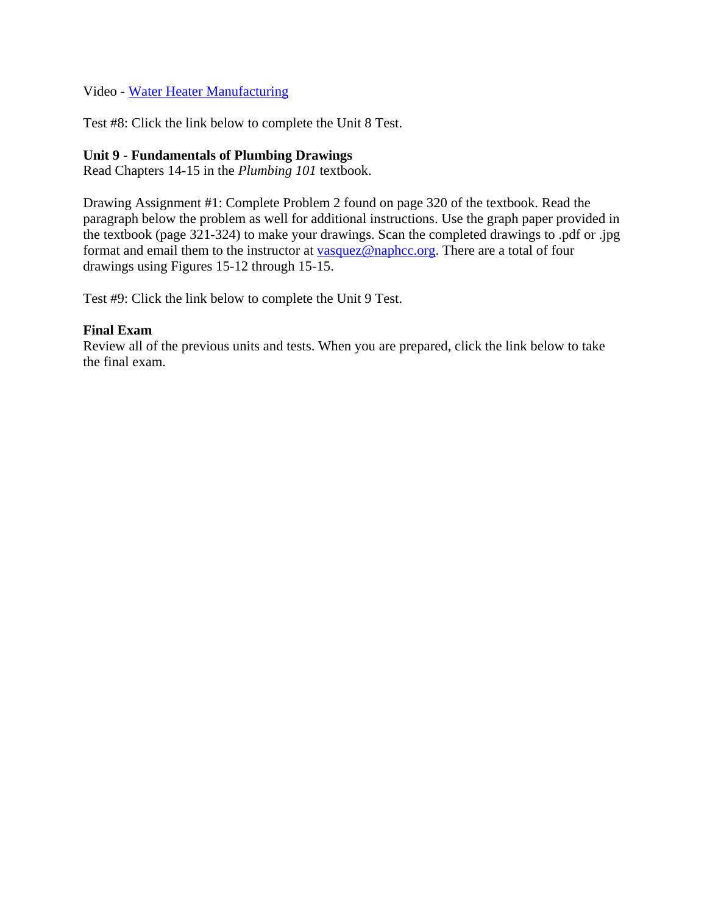Video - [Water Heater Manufacturing]()

Test #8: Click the link below to complete the Unit 8 Test.

**Unit 9 - Fundamentals of Plumbing Drawings**
Read Chapters 14-15 in the *Plumbing 101* textbook.

Drawing Assignment #1: Complete Problem 2 found on page 320 of the textbook. Read the paragraph below the problem as well for additional instructions. Use the graph paper provided in the textbook (page 321-324) to make your drawings. Scan the completed drawings to .pdf or .jpg format and email them to the instructor at [vasquez@naphcc.org](mailto:vasquez@naphcc.org). There are a total of four drawings using Figures 15-12 through 15-15.

Test #9: Click the link below to complete the Unit 9 Test.

**Final Exam**
Review all of the previous units and tests. When you are prepared, click the link below to take the final exam.